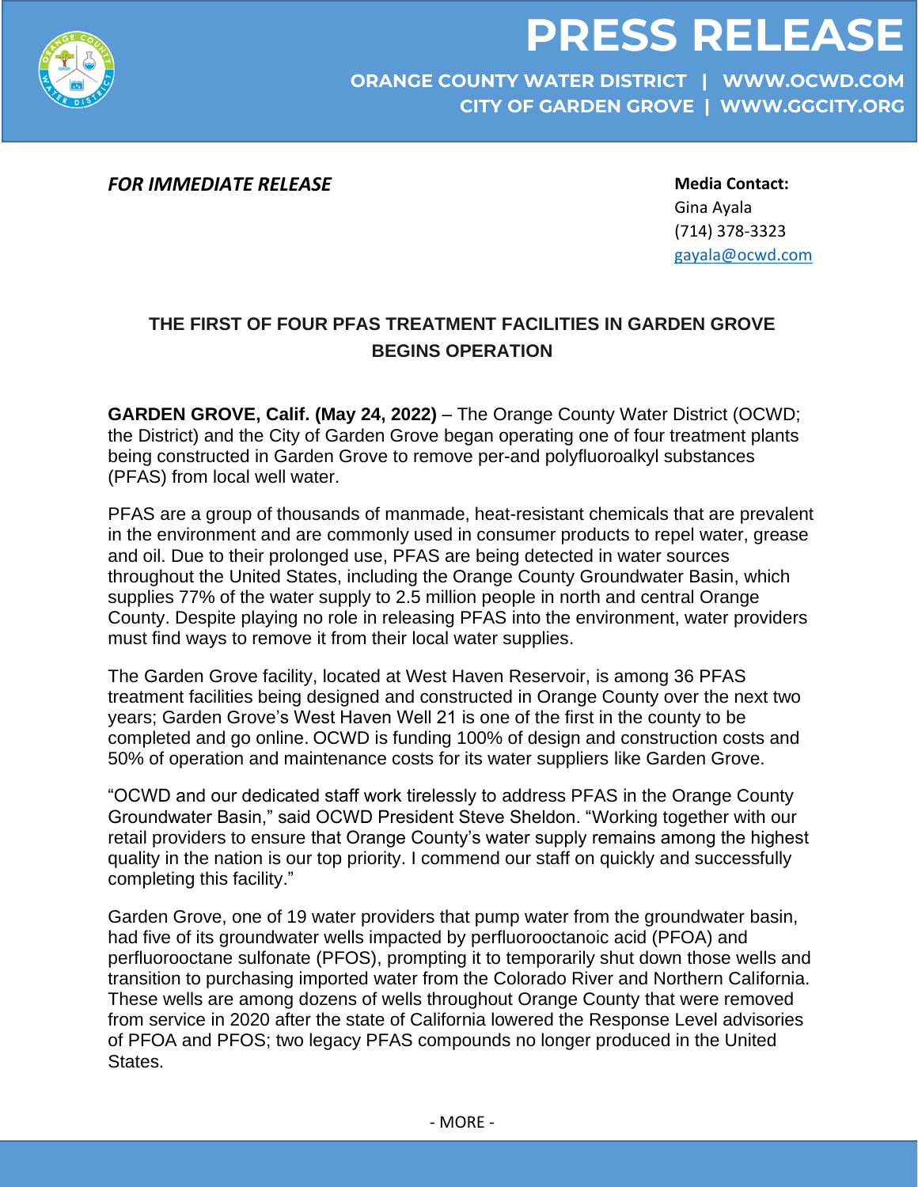# PRESS RELEASE

**ORANGE COUNTY WATER DISTRICT | WWW.OCWD.COM**
**CITY OF GARDEN GROVE | WWW.GGCITY.ORG**

***FOR IMMEDIATE RELEASE***

**Media Contact:**
Gina Ayala
(714) 378-3323
gayala@ocwd.com

## THE FIRST OF FOUR PFAS TREATMENT FACILITIES IN GARDEN GROVE BEGINS OPERATION

**GARDEN GROVE, Calif. (May 24, 2022)** – The Orange County Water District (OCWD; the District) and the City of Garden Grove began operating one of four treatment plants being constructed in Garden Grove to remove per-and polyfluoroalkyl substances (PFAS) from local well water.

PFAS are a group of thousands of manmade, heat-resistant chemicals that are prevalent in the environment and are commonly used in consumer products to repel water, grease and oil. Due to their prolonged use, PFAS are being detected in water sources throughout the United States, including the Orange County Groundwater Basin, which supplies 77% of the water supply to 2.5 million people in north and central Orange County. Despite playing no role in releasing PFAS into the environment, water providers must find ways to remove it from their local water supplies.

The Garden Grove facility, located at West Haven Reservoir, is among 36 PFAS treatment facilities being designed and constructed in Orange County over the next two years; Garden Grove's West Haven Well 21 is one of the first in the county to be completed and go online. OCWD is funding 100% of design and construction costs and 50% of operation and maintenance costs for its water suppliers like Garden Grove.

"OCWD and our dedicated staff work tirelessly to address PFAS in the Orange County Groundwater Basin," said OCWD President Steve Sheldon. "Working together with our retail providers to ensure that Orange County's water supply remains among the highest quality in the nation is our top priority. I commend our staff on quickly and successfully completing this facility."

Garden Grove, one of 19 water providers that pump water from the groundwater basin, had five of its groundwater wells impacted by perfluorooctanoic acid (PFOA) and perfluorooctane sulfonate (PFOS), prompting it to temporarily shut down those wells and transition to purchasing imported water from the Colorado River and Northern California. These wells are among dozens of wells throughout Orange County that were removed from service in 2020 after the state of California lowered the Response Level advisories of PFOA and PFOS; two legacy PFAS compounds no longer produced in the United States.

- MORE -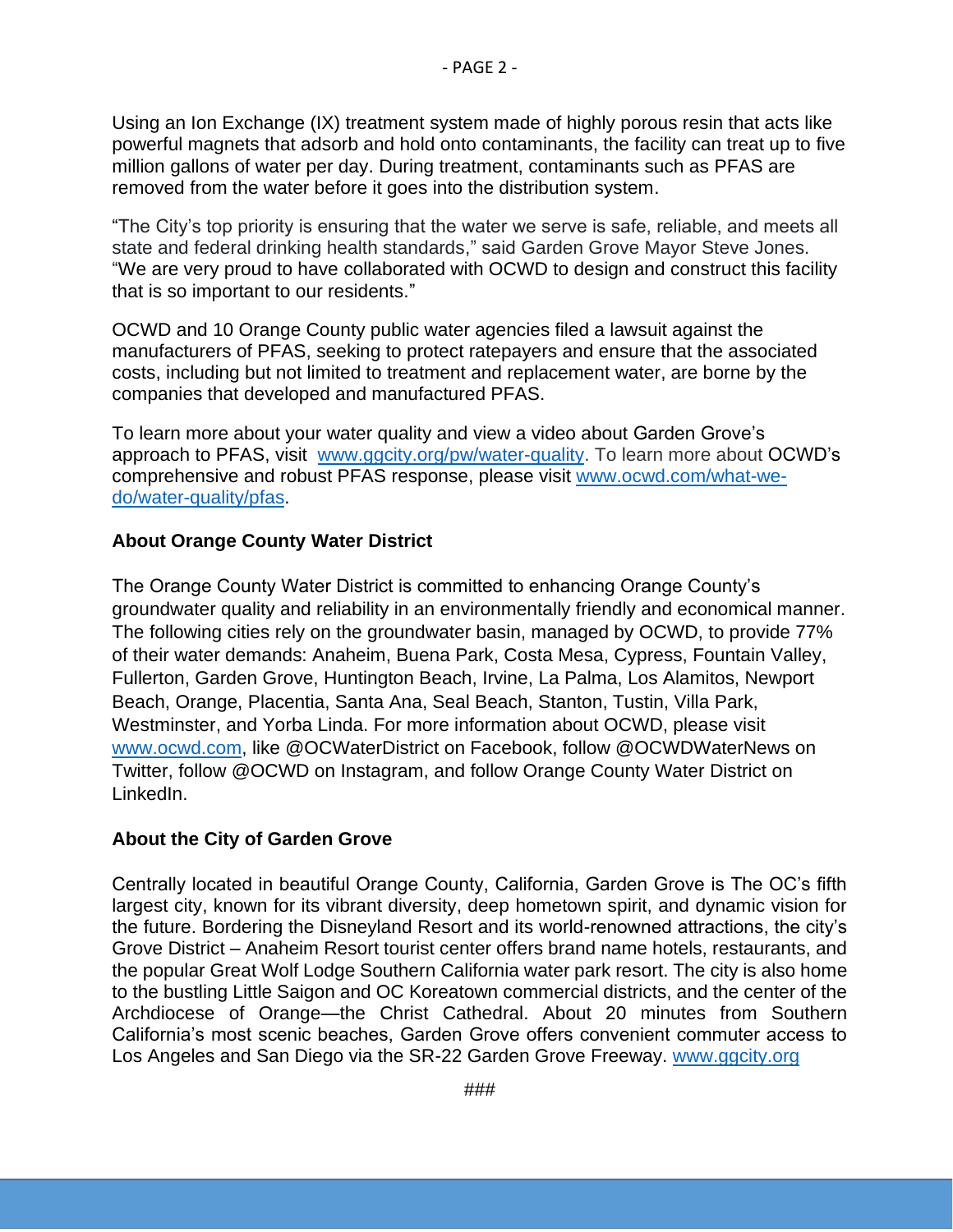Using an Ion Exchange (IX) treatment system made of highly porous resin that acts like powerful magnets that adsorb and hold onto contaminants, the facility can treat up to five million gallons of water per day. During treatment, contaminants such as PFAS are removed from the water before it goes into the distribution system.

"The City's top priority is ensuring that the water we serve is safe, reliable, and meets all state and federal drinking health standards," said Garden Grove Mayor Steve Jones. "We are very proud to have collaborated with OCWD to design and construct this facility that is so important to our residents."

OCWD and 10 Orange County public water agencies filed a lawsuit against the manufacturers of PFAS, seeking to protect ratepayers and ensure that the associated costs, including but not limited to treatment and replacement water, are borne by the companies that developed and manufactured PFAS.

To learn more about your water quality and view a video about Garden Grove's approach to PFAS, visit [www.ggcity.org/pw/water-quality](www.ggcity.org/pw/water-quality). To learn more about OCWD's comprehensive and robust PFAS response, please visit [www.ocwd.com/what-we-do/water-quality/pfas](www.ocwd.com/what-we-do/water-quality/pfas).

**About Orange County Water District**

The Orange County Water District is committed to enhancing Orange County's groundwater quality and reliability in an environmentally friendly and economical manner. The following cities rely on the groundwater basin, managed by OCWD, to provide 77% of their water demands: Anaheim, Buena Park, Costa Mesa, Cypress, Fountain Valley, Fullerton, Garden Grove, Huntington Beach, Irvine, La Palma, Los Alamitos, Newport Beach, Orange, Placentia, Santa Ana, Seal Beach, Stanton, Tustin, Villa Park, Westminster, and Yorba Linda. For more information about OCWD, please visit [www.ocwd.com](www.ocwd.com), like @OCWaterDistrict on Facebook, follow @OCWDWaterNews on Twitter, follow @OCWD on Instagram, and follow Orange County Water District on LinkedIn.

**About the City of Garden Grove**

Centrally located in beautiful Orange County, California, Garden Grove is The OC's fifth largest city, known for its vibrant diversity, deep hometown spirit, and dynamic vision for the future. Bordering the Disneyland Resort and its world-renowned attractions, the city's Grove District – Anaheim Resort tourist center offers brand name hotels, restaurants, and the popular Great Wolf Lodge Southern California water park resort. The city is also home to the bustling Little Saigon and OC Koreatown commercial districts, and the center of the Archdiocese of Orange—the Christ Cathedral. About 20 minutes from Southern California's most scenic beaches, Garden Grove offers convenient commuter access to Los Angeles and San Diego via the SR-22 Garden Grove Freeway. [www.ggcity.org](www.ggcity.org)

###